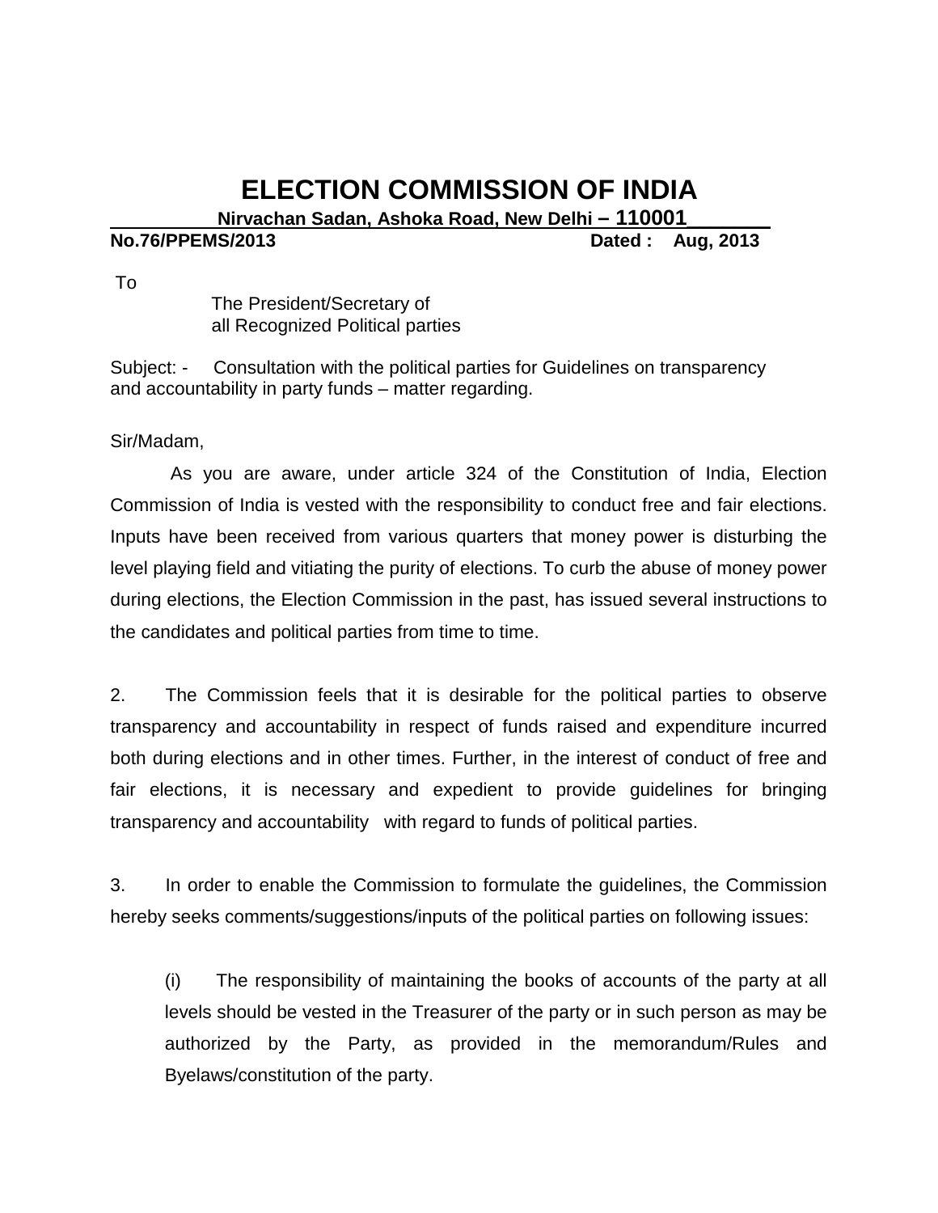# ELECTION COMMISSION OF INDIA

**Nirvachan Sadan, Ashoka Road, New Delhi – 110001**

**No.76/PPEMS/2013** **Dated : Aug, 2013**

To

The President/Secretary of
all Recognized Political parties

Subject: - Consultation with the political parties for Guidelines on transparency and accountability in party funds – matter regarding.

Sir/Madam,

As you are aware, under article 324 of the Constitution of India, Election Commission of India is vested with the responsibility to conduct free and fair elections. Inputs have been received from various quarters that money power is disturbing the level playing field and vitiating the purity of elections. To curb the abuse of money power during elections, the Election Commission in the past, has issued several instructions to the candidates and political parties from time to time.

2. The Commission feels that it is desirable for the political parties to observe transparency and accountability in respect of funds raised and expenditure incurred both during elections and in other times. Further, in the interest of conduct of free and fair elections, it is necessary and expedient to provide guidelines for bringing transparency and accountability with regard to funds of political parties.

3. In order to enable the Commission to formulate the guidelines, the Commission hereby seeks comments/suggestions/inputs of the political parties on following issues:

(i) The responsibility of maintaining the books of accounts of the party at all levels should be vested in the Treasurer of the party or in such person as may be authorized by the Party, as provided in the memorandum/Rules and Byelaws/constitution of the party.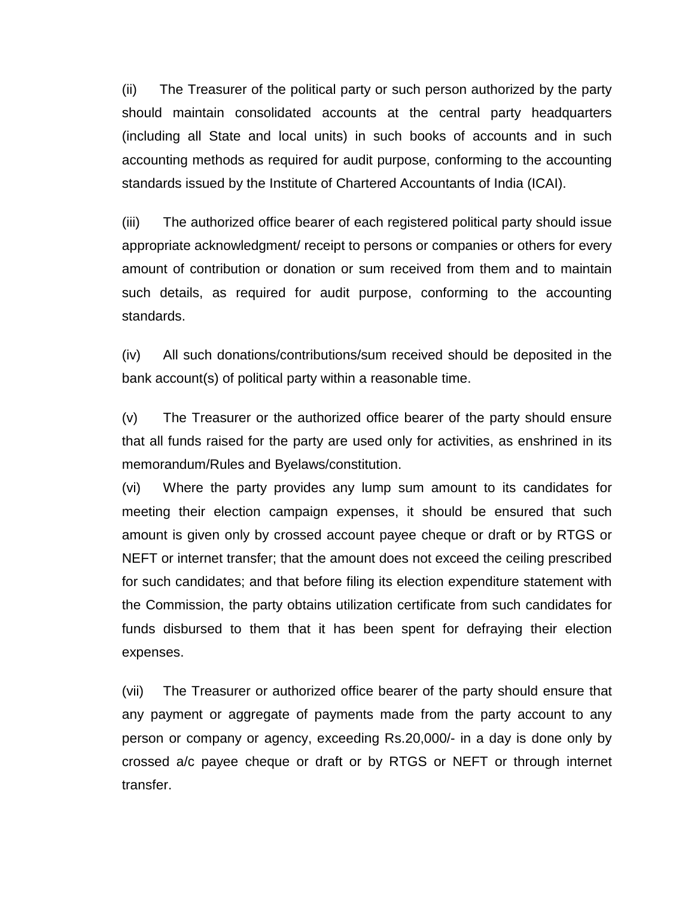(ii) The Treasurer of the political party or such person authorized by the party should maintain consolidated accounts at the central party headquarters (including all State and local units) in such books of accounts and in such accounting methods as required for audit purpose, conforming to the accounting standards issued by the Institute of Chartered Accountants of India (ICAI).

(iii) The authorized office bearer of each registered political party should issue appropriate acknowledgment/ receipt to persons or companies or others for every amount of contribution or donation or sum received from them and to maintain such details, as required for audit purpose, conforming to the accounting standards.

(iv) All such donations/contributions/sum received should be deposited in the bank account(s) of political party within a reasonable time.

(v) The Treasurer or the authorized office bearer of the party should ensure that all funds raised for the party are used only for activities, as enshrined in its memorandum/Rules and Byelaws/constitution.

(vi) Where the party provides any lump sum amount to its candidates for meeting their election campaign expenses, it should be ensured that such amount is given only by crossed account payee cheque or draft or by RTGS or NEFT or internet transfer; that the amount does not exceed the ceiling prescribed for such candidates; and that before filing its election expenditure statement with the Commission, the party obtains utilization certificate from such candidates for funds disbursed to them that it has been spent for defraying their election expenses.

(vii) The Treasurer or authorized office bearer of the party should ensure that any payment or aggregate of payments made from the party account to any person or company or agency, exceeding Rs.20,000/- in a day is done only by crossed a/c payee cheque or draft or by RTGS or NEFT or through internet transfer.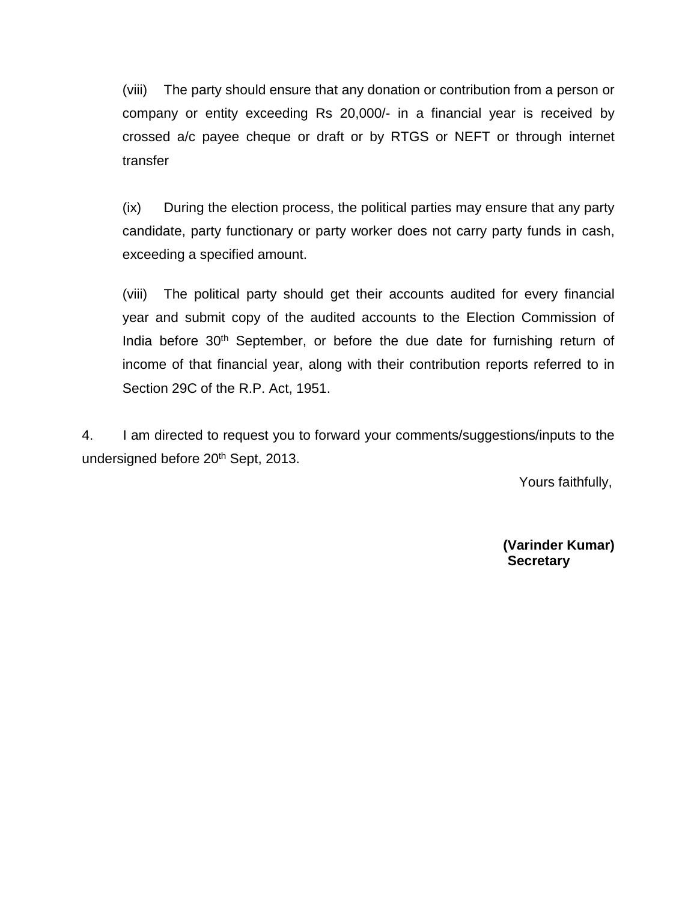(viii) The party should ensure that any donation or contribution from a person or company or entity exceeding Rs 20,000/- in a financial year is received by crossed a/c payee cheque or draft or by RTGS or NEFT or through internet transfer

(ix) During the election process, the political parties may ensure that any party candidate, party functionary or party worker does not carry party funds in cash, exceeding a specified amount.

(viii) The political party should get their accounts audited for every financial year and submit copy of the audited accounts to the Election Commission of India before 30th September, or before the due date for furnishing return of income of that financial year, along with their contribution reports referred to in Section 29C of the R.P. Act, 1951.

4. I am directed to request you to forward your comments/suggestions/inputs to the undersigned before 20th Sept, 2013.

Yours faithfully,

**(Varinder Kumar)**
**Secretary**